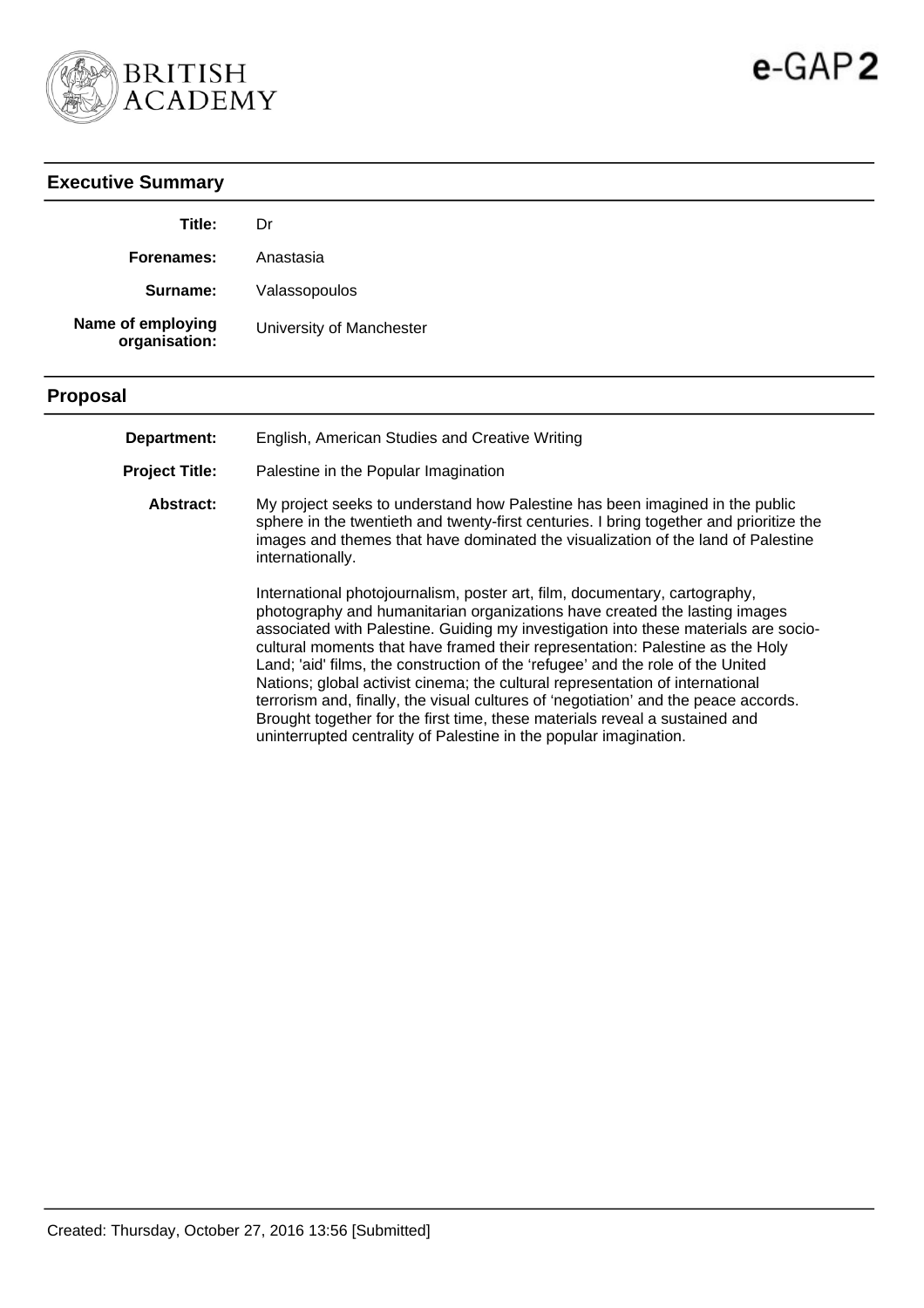BRITISH ACADEMY

e-GAP2

## Executive Summary

| | |
|---|---|
| **Title:** | Dr |
| **Forenames:** | Anastasia |
| **Surname:** | Valassopoulos |
| **Name of employing organisation:** | University of Manchester |

## Proposal

| | |
|---|---|
| **Department:** | English, American Studies and Creative Writing |
| **Project Title:** | Palestine in the Popular Imagination |

**Abstract:**

My project seeks to understand how Palestine has been imagined in the public sphere in the twentieth and twenty-first centuries. I bring together and prioritize the images and themes that have dominated the visualization of the land of Palestine internationally.

International photojournalism, poster art, film, documentary, cartography, photography and humanitarian organizations have created the lasting images associated with Palestine. Guiding my investigation into these materials are socio-cultural moments that have framed their representation: Palestine as the Holy Land; 'aid' films, the construction of the 'refugee' and the role of the United Nations; global activist cinema; the cultural representation of international terrorism and, finally, the visual cultures of 'negotiation' and the peace accords. Brought together for the first time, these materials reveal a sustained and uninterrupted centrality of Palestine in the popular imagination.

Created: Thursday, October 27, 2016 13:56 [Submitted]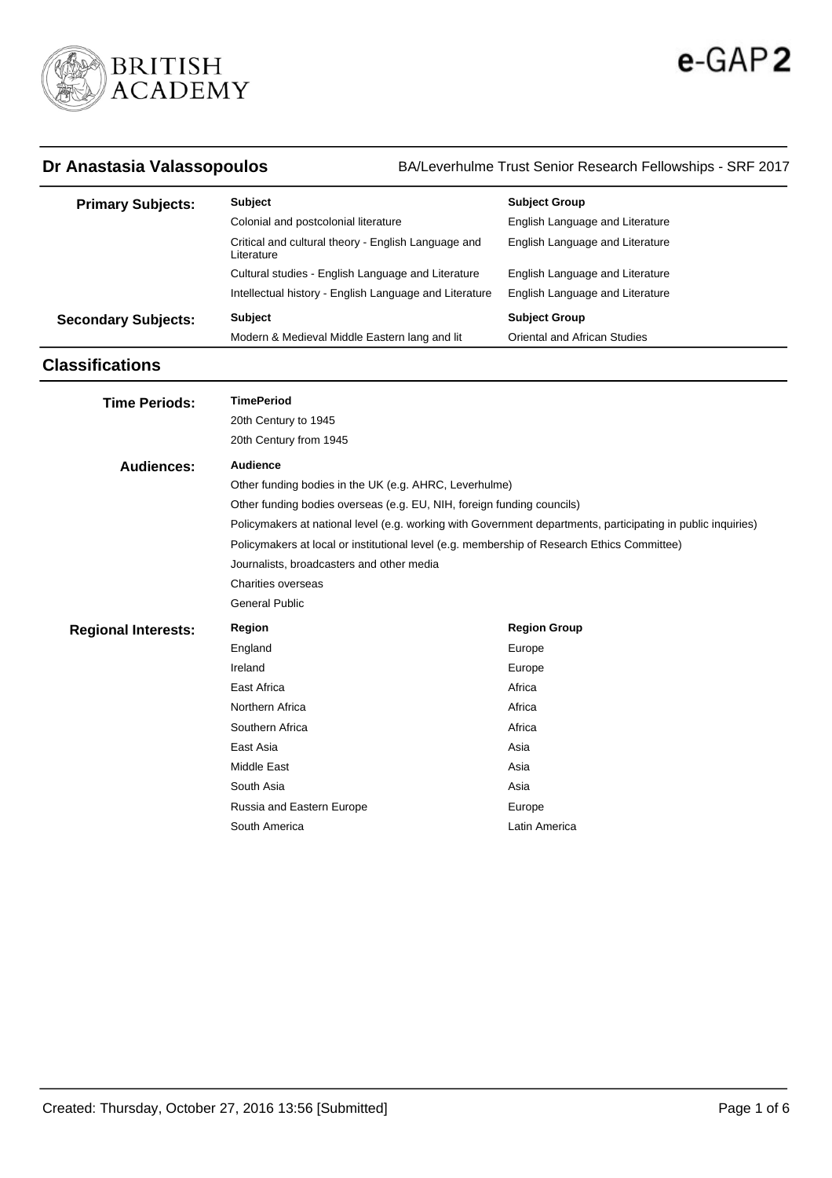## Dr Anastasia Valassopoulos

BA/Leverhulme Trust Senior Research Fellowships - SRF 2017

| | Subject | Subject Group |
|---|---|---|
| **Primary Subjects:** | Colonial and postcolonial literature | English Language and Literature |
| | Critical and cultural theory - English Language and Literature | English Language and Literature |
| | Cultural studies - English Language and Literature | English Language and Literature |
| | Intellectual history - English Language and Literature | English Language and Literature |
| **Secondary Subjects:** | **Subject** | **Subject Group** |
| | Modern & Medieval Middle Eastern lang and lit | Oriental and African Studies |

## Classifications

**Time Periods:**

| TimePeriod |
|---|
| 20th Century to 1945 |
| 20th Century from 1945 |

**Audiences:**

| Audience |
|---|
| Other funding bodies in the UK (e.g. AHRC, Leverhulme) |
| Other funding bodies overseas (e.g. EU, NIH, foreign funding councils) |
| Policymakers at national level (e.g. working with Government departments, participating in public inquiries) |
| Policymakers at local or institutional level (e.g. membership of Research Ethics Committee) |
| Journalists, broadcasters and other media |
| Charities overseas |
| General Public |

**Regional Interests:**

| Region | Region Group |
|---|---|
| England | Europe |
| Ireland | Europe |
| East Africa | Africa |
| Northern Africa | Africa |
| Southern Africa | Africa |
| East Asia | Asia |
| Middle East | Asia |
| South Asia | Asia |
| Russia and Eastern Europe | Europe |
| South America | Latin America |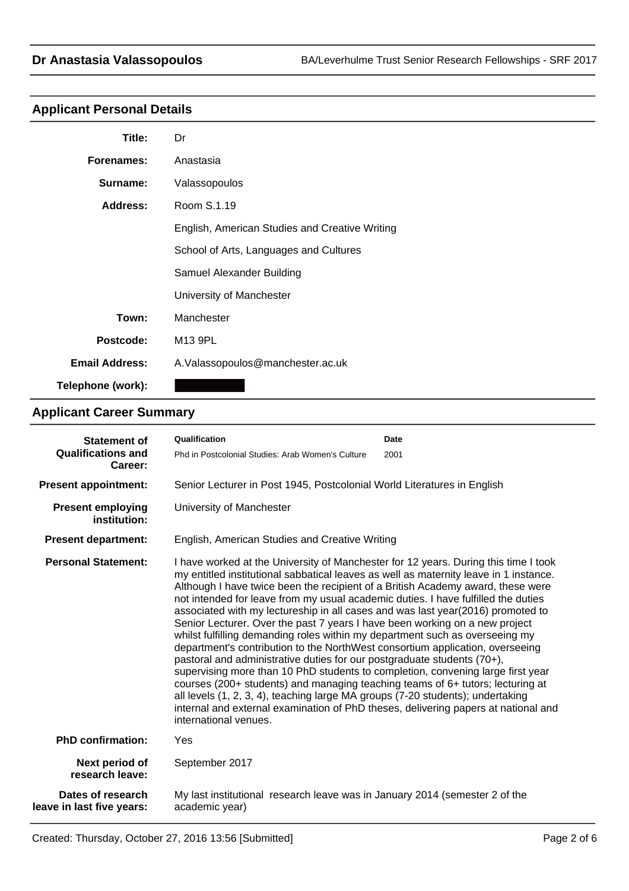## Applicant Personal Details

| | |
|---|---|
| **Title:** | Dr |
| **Forenames:** | Anastasia |
| **Surname:** | Valassopoulos |
| **Address:** | Room S.1.19 |
| | English, American Studies and Creative Writing |
| | School of Arts, Languages and Cultures |
| | Samuel Alexander Building |
| | University of Manchester |
| **Town:** | Manchester |
| **Postcode:** | M13 9PL |
| **Email Address:** | A.Valassopoulos@manchester.ac.uk |
| **Telephone (work):** | |

## Applicant Career Summary

**Statement of Qualifications and Career:**

| Qualification | Date |
|---|---|
| Phd in Postcolonial Studies: Arab Women's Culture | 2001 |

**Present appointment:** Senior Lecturer in Post 1945, Postcolonial World Literatures in English

**Present employing institution:** University of Manchester

**Present department:** English, American Studies and Creative Writing

**Personal Statement:** I have worked at the University of Manchester for 12 years. During this time I took my entitled institutional sabbatical leaves as well as maternity leave in 1 instance. Although I have twice been the recipient of a British Academy award, these were not intended for leave from my usual academic duties. I have fulfilled the duties associated with my lectureship in all cases and was last year(2016) promoted to Senior Lecturer. Over the past 7 years I have been working on a new project whilst fulfilling demanding roles within my department such as overseeing my department's contribution to the NorthWest consortium application, overseeing pastoral and administrative duties for our postgraduate students (70+), supervising more than 10 PhD students to completion, convening large first year courses (200+ students) and managing teaching teams of 6+ tutors; lecturing at all levels (1, 2, 3, 4), teaching large MA groups (7-20 students); undertaking internal and external examination of PhD theses, delivering papers at national and international venues.

**PhD confirmation:** Yes

**Next period of research leave:** September 2017

**Dates of research leave in last five years:** My last institutional research leave was in January 2014 (semester 2 of the academic year)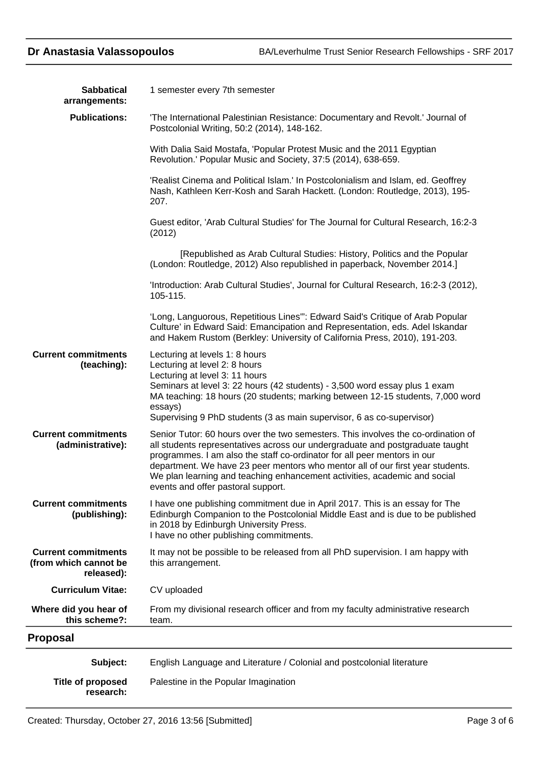**Sabbatical arrangements:** 1 semester every 7th semester

**Publications:** 'The International Palestinian Resistance: Documentary and Revolt.' Journal of Postcolonial Writing, 50:2 (2014), 148-162.

With Dalia Said Mostafa, 'Popular Protest Music and the 2011 Egyptian Revolution.' Popular Music and Society, 37:5 (2014), 638-659.

'Realist Cinema and Political Islam.' In Postcolonialism and Islam, ed. Geoffrey Nash, Kathleen Kerr-Kosh and Sarah Hackett. (London: Routledge, 2013), 195-207.

Guest editor, 'Arab Cultural Studies' for The Journal for Cultural Research, 16:2-3 (2012)

[Republished as Arab Cultural Studies: History, Politics and the Popular (London: Routledge, 2012) Also republished in paperback, November 2014.]

'Introduction: Arab Cultural Studies', Journal for Cultural Research, 16:2-3 (2012), 105-115.

'Long, Languorous, Repetitious Lines'": Edward Said's Critique of Arab Popular Culture' in Edward Said: Emancipation and Representation, eds. Adel Iskandar and Hakem Rustom (Berkley: University of California Press, 2010), 191-203.

**Current commitments (teaching):** Lecturing at levels 1: 8 hours
Lecturing at level 2: 8 hours
Lecturing at level 3: 11 hours
Seminars at level 3: 22 hours (42 students) - 3,500 word essay plus 1 exam
MA teaching: 18 hours (20 students; marking between 12-15 students, 7,000 word essays)
Supervising 9 PhD students (3 as main supervisor, 6 as co-supervisor)

**Current commitments (administrative):** Senior Tutor: 60 hours over the two semesters. This involves the co-ordination of all students representatives across our undergraduate and postgraduate taught programmes. I am also the staff co-ordinator for all peer mentors in our department. We have 23 peer mentors who mentor all of our first year students. We plan learning and teaching enhancement activities, academic and social events and offer pastoral support.

**Current commitments (publishing):** I have one publishing commitment due in April 2017. This is an essay for The Edinburgh Companion to the Postcolonial Middle East and is due to be published in 2018 by Edinburgh University Press.
I have no other publishing commitments.

**Current commitments (from which cannot be released):** It may not be possible to be released from all PhD supervision. I am happy with this arrangement.

**Curriculum Vitae:** CV uploaded

**Where did you hear of this scheme?:** From my divisional research officer and from my faculty administrative research team.

## Proposal

**Subject:** English Language and Literature / Colonial and postcolonial literature

**Title of proposed research:** Palestine in the Popular Imagination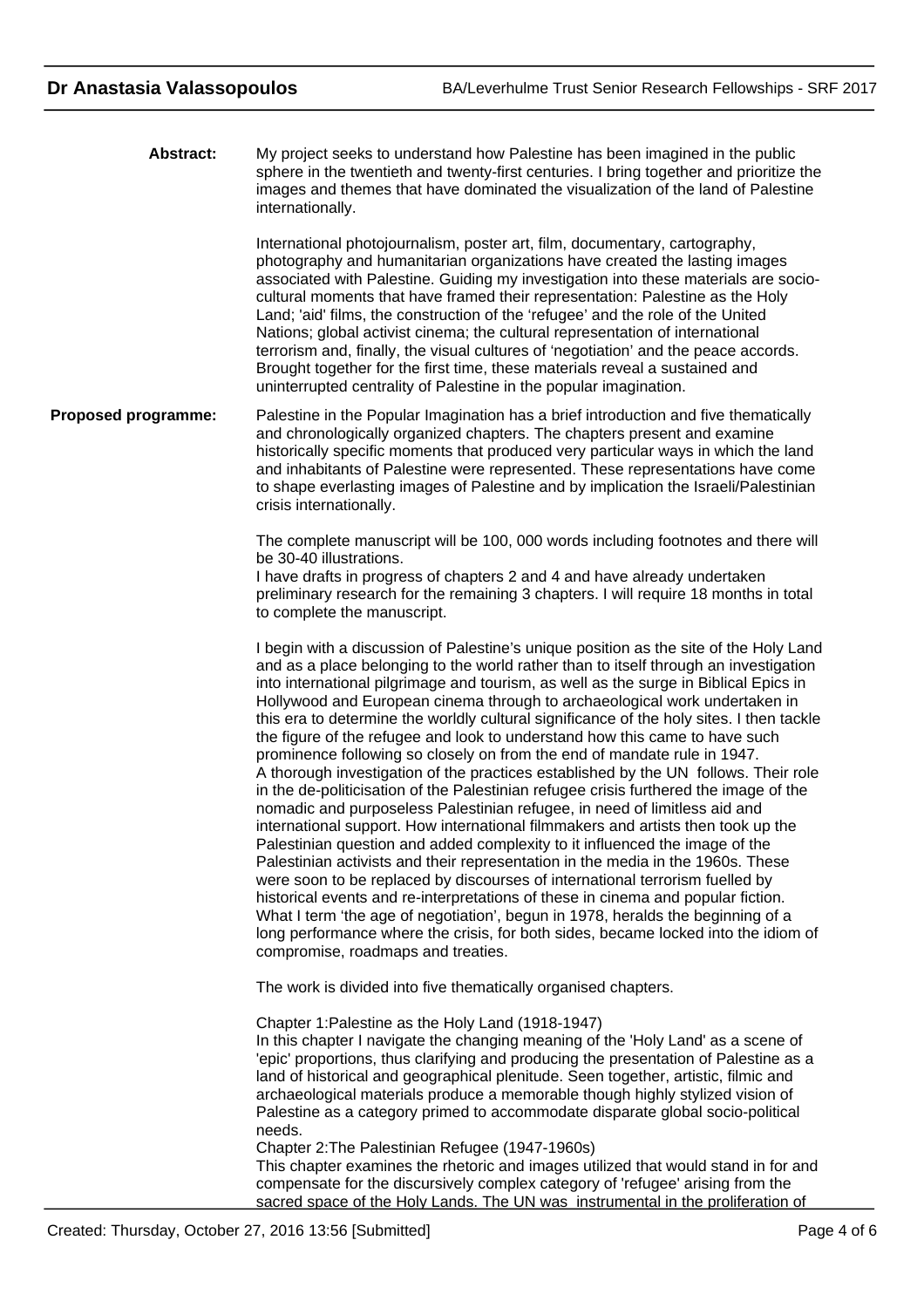**Abstract:**

My project seeks to understand how Palestine has been imagined in the public sphere in the twentieth and twenty-first centuries. I bring together and prioritize the images and themes that have dominated the visualization of the land of Palestine internationally.

International photojournalism, poster art, film, documentary, cartography, photography and humanitarian organizations have created the lasting images associated with Palestine. Guiding my investigation into these materials are socio-cultural moments that have framed their representation: Palestine as the Holy Land; 'aid' films, the construction of the 'refugee' and the role of the United Nations; global activist cinema; the cultural representation of international terrorism and, finally, the visual cultures of 'negotiation' and the peace accords. Brought together for the first time, these materials reveal a sustained and uninterrupted centrality of Palestine in the popular imagination.

**Proposed programme:**

Palestine in the Popular Imagination has a brief introduction and five thematically and chronologically organized chapters. The chapters present and examine historically specific moments that produced very particular ways in which the land and inhabitants of Palestine were represented. These representations have come to shape everlasting images of Palestine and by implication the Israeli/Palestinian crisis internationally.

The complete manuscript will be 100, 000 words including footnotes and there will be 30-40 illustrations.
I have drafts in progress of chapters 2 and 4 and have already undertaken preliminary research for the remaining 3 chapters. I will require 18 months in total to complete the manuscript.

I begin with a discussion of Palestine's unique position as the site of the Holy Land and as a place belonging to the world rather than to itself through an investigation into international pilgrimage and tourism, as well as the surge in Biblical Epics in Hollywood and European cinema through to archaeological work undertaken in this era to determine the worldly cultural significance of the holy sites. I then tackle the figure of the refugee and look to understand how this came to have such prominence following so closely on from the end of mandate rule in 1947.
A thorough investigation of the practices established by the UN follows. Their role in the de-politicisation of the Palestinian refugee crisis furthered the image of the nomadic and purposeless Palestinian refugee, in need of limitless aid and international support. How international filmmakers and artists then took up the Palestinian question and added complexity to it influenced the image of the Palestinian activists and their representation in the media in the 1960s. These were soon to be replaced by discourses of international terrorism fuelled by historical events and re-interpretations of these in cinema and popular fiction. What I term 'the age of negotiation', begun in 1978, heralds the beginning of a long performance where the crisis, for both sides, became locked into the idiom of compromise, roadmaps and treaties.

The work is divided into five thematically organised chapters.

Chapter 1:Palestine as the Holy Land (1918-1947)
In this chapter I navigate the changing meaning of the 'Holy Land' as a scene of 'epic' proportions, thus clarifying and producing the presentation of Palestine as a land of historical and geographical plenitude. Seen together, artistic, filmic and archaeological materials produce a memorable though highly stylized vision of Palestine as a category primed to accommodate disparate global socio-political needs.
Chapter 2:The Palestinian Refugee (1947-1960s)
This chapter examines the rhetoric and images utilized that would stand in for and compensate for the discursively complex category of 'refugee' arising from the sacred space of the Holy Lands. The UN was instrumental in the proliferation of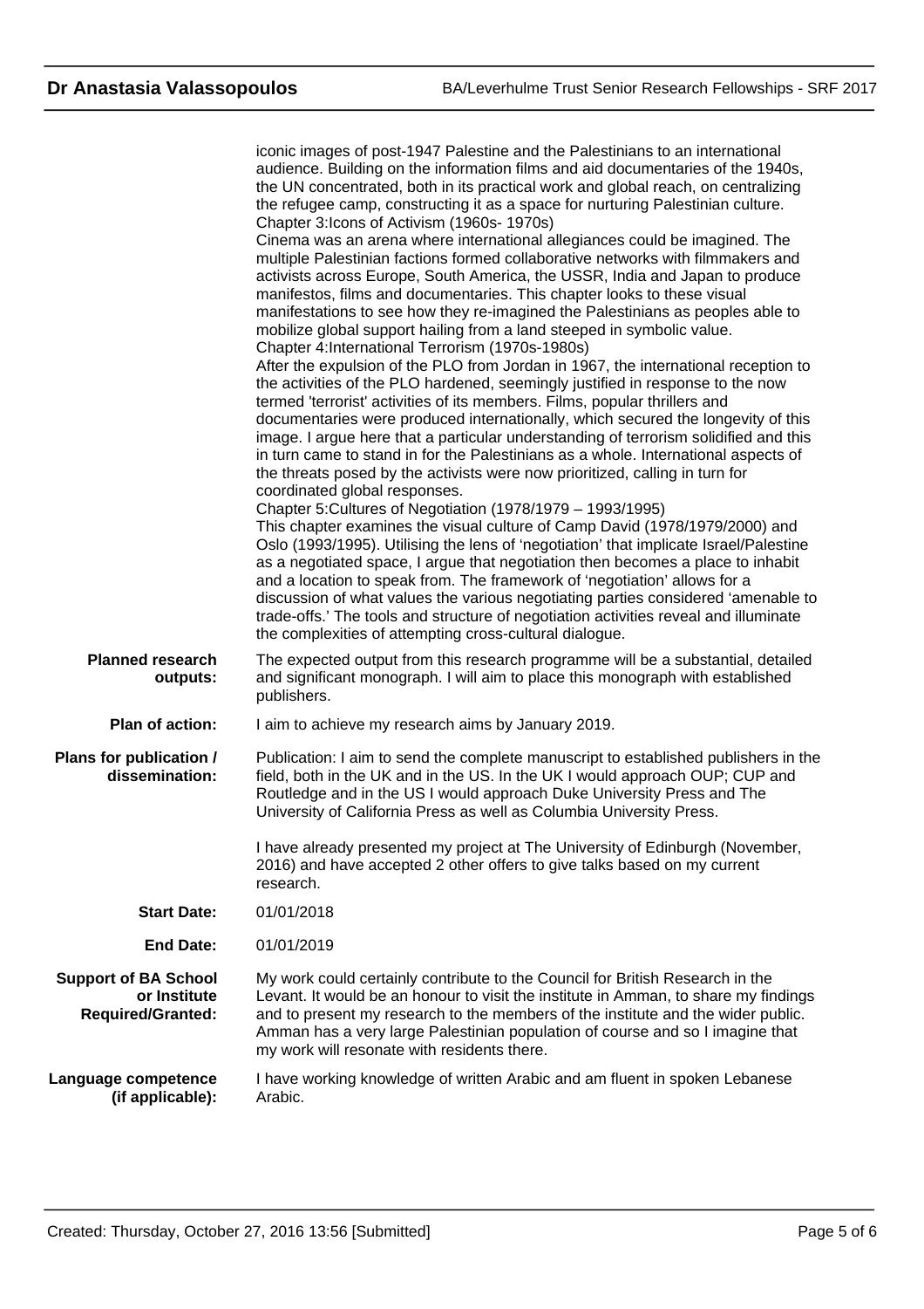iconic images of post-1947 Palestine and the Palestinians to an international audience. Building on the information films and aid documentaries of the 1940s, the UN concentrated, both in its practical work and global reach, on centralizing the refugee camp, constructing it as a space for nurturing Palestinian culture.

Chapter 3:Icons of Activism (1960s- 1970s)

Cinema was an arena where international allegiances could be imagined. The multiple Palestinian factions formed collaborative networks with filmmakers and activists across Europe, South America, the USSR, India and Japan to produce manifestos, films and documentaries. This chapter looks to these visual manifestations to see how they re-imagined the Palestinians as peoples able to mobilize global support hailing from a land steeped in symbolic value.

Chapter 4:International Terrorism (1970s-1980s)

After the expulsion of the PLO from Jordan in 1967, the international reception to the activities of the PLO hardened, seemingly justified in response to the now termed 'terrorist' activities of its members. Films, popular thrillers and documentaries were produced internationally, which secured the longevity of this image. I argue here that a particular understanding of terrorism solidified and this in turn came to stand in for the Palestinians as a whole. International aspects of the threats posed by the activists were now prioritized, calling in turn for coordinated global responses.

Chapter 5:Cultures of Negotiation (1978/1979 – 1993/1995)

This chapter examines the visual culture of Camp David (1978/1979/2000) and Oslo (1993/1995). Utilising the lens of 'negotiation' that implicate Israel/Palestine as a negotiated space, I argue that negotiation then becomes a place to inhabit and a location to speak from. The framework of 'negotiation' allows for a discussion of what values the various negotiating parties considered 'amenable to trade-offs.' The tools and structure of negotiation activities reveal and illuminate the complexities of attempting cross-cultural dialogue.

**Planned research outputs:** The expected output from this research programme will be a substantial, detailed and significant monograph. I will aim to place this monograph with established publishers.

**Plan of action:** I aim to achieve my research aims by January 2019.

**Plans for publication / dissemination:** Publication: I aim to send the complete manuscript to established publishers in the field, both in the UK and in the US. In the UK I would approach OUP; CUP and Routledge and in the US I would approach Duke University Press and The University of California Press as well as Columbia University Press.

I have already presented my project at The University of Edinburgh (November, 2016) and have accepted 2 other offers to give talks based on my current research.

**Start Date:** 01/01/2018

**End Date:** 01/01/2019

**Support of BA School or Institute Required/Granted:** My work could certainly contribute to the Council for British Research in the Levant. It would be an honour to visit the institute in Amman, to share my findings and to present my research to the members of the institute and the wider public. Amman has a very large Palestinian population of course and so I imagine that my work will resonate with residents there.

**Language competence (if applicable):** I have working knowledge of written Arabic and am fluent in spoken Lebanese Arabic.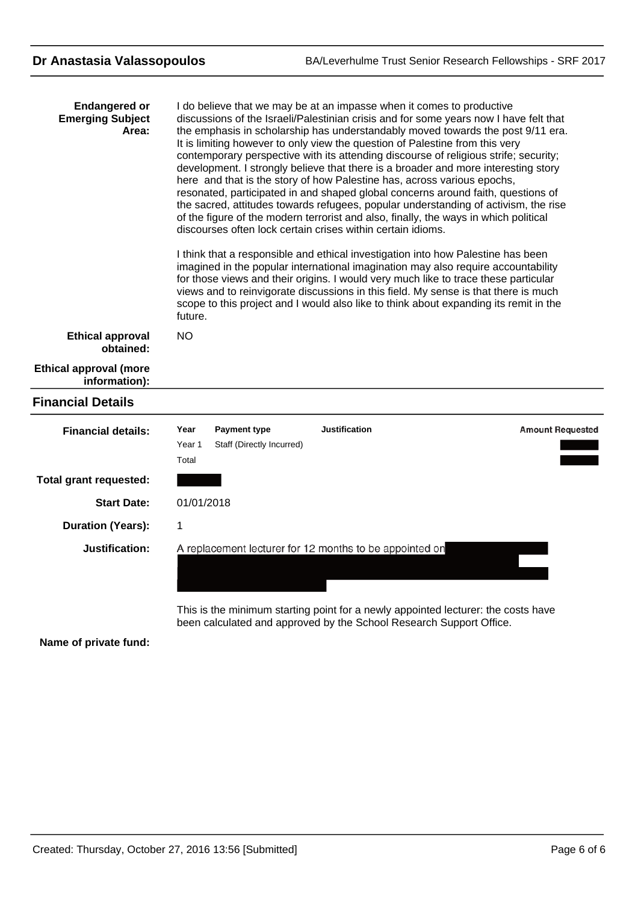**Endangered or Emerging Subject Area:**

I do believe that we may be at an impasse when it comes to productive discussions of the Israeli/Palestinian crisis and for some years now I have felt that the emphasis in scholarship has understandably moved towards the post 9/11 era. It is limiting however to only view the question of Palestine from this very contemporary perspective with its attending discourse of religious strife; security; development. I strongly believe that there is a broader and more interesting story here and that is the story of how Palestine has, across various epochs, resonated, participated in and shaped global concerns around faith, questions of the sacred, attitudes towards refugees, popular understanding of activism, the rise of the figure of the modern terrorist and also, finally, the ways in which political discourses often lock certain crises within certain idioms.

I think that a responsible and ethical investigation into how Palestine has been imagined in the popular international imagination may also require accountability for those views and their origins. I would very much like to trace these particular views and to reinvigorate discussions in this field. My sense is that there is much scope to this project and I would also like to think about expanding its remit in the future.

**Ethical approval obtained:** NO

**Ethical approval (more information):**

## Financial Details

**Financial details:**

| Year | Payment type | Justification | Amount Requested |
|---|---|---|---|
| Year 1 | Staff (Directly Incurred) | | [redacted] |
| Total | | | [redacted] |

**Total grant requested:** [redacted]

**Start Date:** 01/01/2018

**Duration (Years):** 1

**Justification:** A replacement lecturer for 12 months to be appointed on [redacted]

This is the minimum starting point for a newly appointed lecturer: the costs have been calculated and approved by the School Research Support Office.

**Name of private fund:**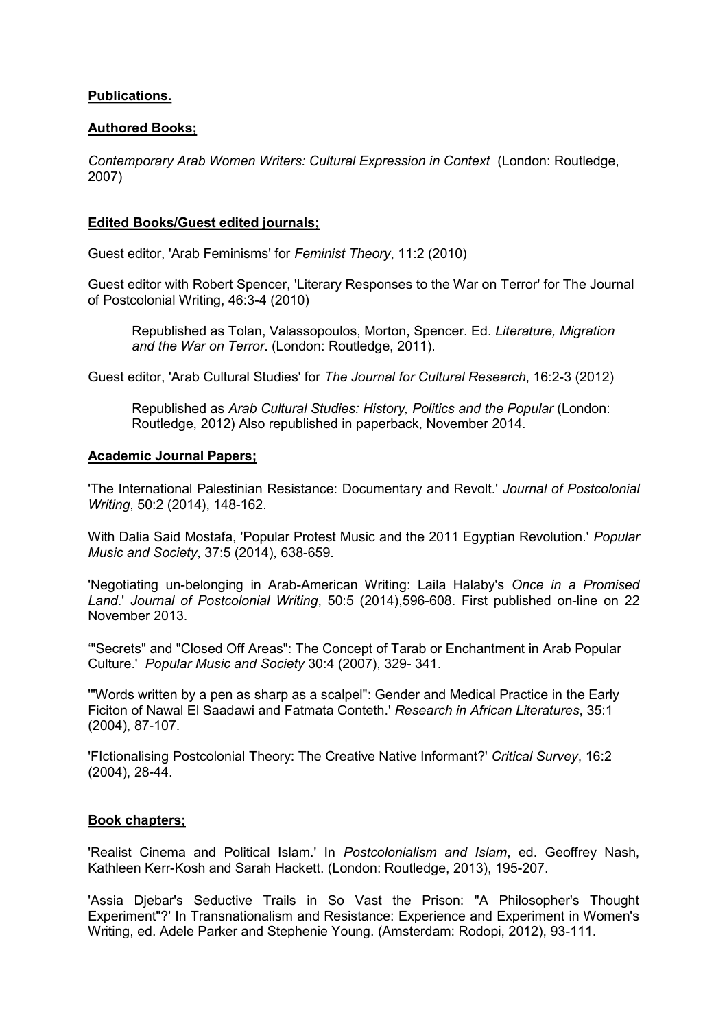**Publications.**

**Authored Books;**

*Contemporary Arab Women Writers: Cultural Expression in Context* (London: Routledge, 2007)

**Edited Books/Guest edited journals;**

Guest editor, 'Arab Feminisms' for *Feminist Theory*, 11:2 (2010)

Guest editor with Robert Spencer, 'Literary Responses to the War on Terror' for The Journal of Postcolonial Writing, 46:3-4 (2010)

> Republished as Tolan, Valassopoulos, Morton, Spencer. Ed. *Literature, Migration and the War on Terror*. (London: Routledge, 2011).

Guest editor, 'Arab Cultural Studies' for *The Journal for Cultural Research*, 16:2-3 (2012)

> Republished as *Arab Cultural Studies: History, Politics and the Popular* (London: Routledge, 2012) Also republished in paperback, November 2014.

**Academic Journal Papers;**

'The International Palestinian Resistance: Documentary and Revolt.' *Journal of Postcolonial Writing*, 50:2 (2014), 148-162.

With Dalia Said Mostafa, 'Popular Protest Music and the 2011 Egyptian Revolution.' *Popular Music and Society*, 37:5 (2014), 638-659.

'Negotiating un-belonging in Arab-American Writing: Laila Halaby's *Once in a Promised Land*.' *Journal of Postcolonial Writing*, 50:5 (2014),596-608. First published on-line on 22 November 2013.

'"Secrets" and "Closed Off Areas": The Concept of Tarab or Enchantment in Arab Popular Culture.' *Popular Music and Society* 30:4 (2007), 329- 341.

'"Words written by a pen as sharp as a scalpel": Gender and Medical Practice in the Early Ficiton of Nawal El Saadawi and Fatmata Conteth.' *Research in African Literatures*, 35:1 (2004), 87-107.

'FIctionalising Postcolonial Theory: The Creative Native Informant?' *Critical Survey*, 16:2 (2004), 28-44.

**Book chapters;**

'Realist Cinema and Political Islam.' In *Postcolonialism and Islam*, ed. Geoffrey Nash, Kathleen Kerr-Kosh and Sarah Hackett. (London: Routledge, 2013), 195-207.

'Assia Djebar's Seductive Trails in So Vast the Prison: "A Philosopher's Thought Experiment"?' In Transnationalism and Resistance: Experience and Experiment in Women's Writing, ed. Adele Parker and Stephenie Young. (Amsterdam: Rodopi, 2012), 93-111.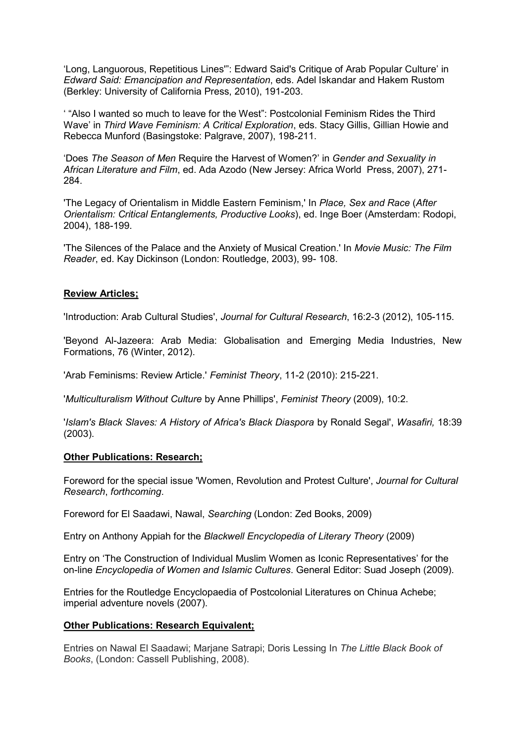'Long, Languorous, Repetitious Lines'": Edward Said's Critique of Arab Popular Culture' in *Edward Said: Emancipation and Representation*, eds. Adel Iskandar and Hakem Rustom (Berkley: University of California Press, 2010), 191-203.

' "Also I wanted so much to leave for the West": Postcolonial Feminism Rides the Third Wave' in *Third Wave Feminism: A Critical Exploration*, eds. Stacy Gillis, Gillian Howie and Rebecca Munford (Basingstoke: Palgrave, 2007), 198-211.

'Does *The Season of Men* Require the Harvest of Women?' in *Gender and Sexuality in African Literature and Film*, ed. Ada Azodo (New Jersey: Africa World Press, 2007), 271-284.

'The Legacy of Orientalism in Middle Eastern Feminism,' In *Place, Sex and Race* (*After Orientalism: Critical Entanglements, Productive Looks*), ed. Inge Boer (Amsterdam: Rodopi, 2004), 188-199.

'The Silences of the Palace and the Anxiety of Musical Creation.' In *Movie Music: The Film Reader*, ed. Kay Dickinson (London: Routledge, 2003), 99- 108.

**Review Articles;**

'Introduction: Arab Cultural Studies', *Journal for Cultural Research*, 16:2-3 (2012), 105-115.

'Beyond Al-Jazeera: Arab Media: Globalisation and Emerging Media Industries, New Formations, 76 (Winter, 2012).

'Arab Feminisms: Review Article.' *Feminist Theory*, 11-2 (2010): 215-221.

'*Multiculturalism Without Culture* by Anne Phillips', *Feminist Theory* (2009), 10:2.

'*Islam's Black Slaves: A History of Africa's Black Diaspora* by Ronald Segal', *Wasafiri,* 18:39 (2003).

**Other Publications: Research;**

Foreword for the special issue 'Women, Revolution and Protest Culture', *Journal for Cultural Research*, *forthcoming*.

Foreword for El Saadawi, Nawal, *Searching* (London: Zed Books, 2009)

Entry on Anthony Appiah for the *Blackwell Encyclopedia of Literary Theory* (2009)

Entry on 'The Construction of Individual Muslim Women as Iconic Representatives' for the on-line *Encyclopedia of Women and Islamic Cultures*. General Editor: Suad Joseph (2009).

Entries for the Routledge Encyclopaedia of Postcolonial Literatures on Chinua Achebe; imperial adventure novels (2007).

**Other Publications: Research Equivalent;**

Entries on Nawal El Saadawi; Marjane Satrapi; Doris Lessing In *The Little Black Book of Books*, (London: Cassell Publishing, 2008).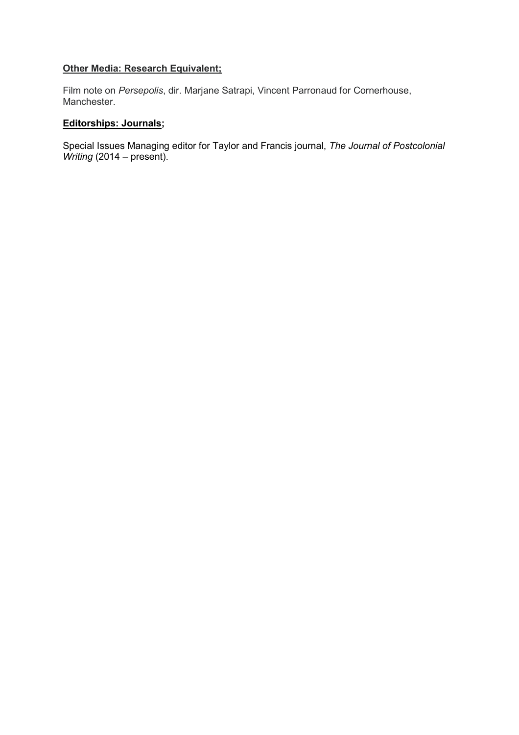**<u>Other Media: Research Equivalent;</u>**

Film note on *Persepolis*, dir. Marjane Satrapi, Vincent Parronaud for Cornerhouse, Manchester.

**<u>Editorships: Journals</u>;**

Special Issues Managing editor for Taylor and Francis journal, *The Journal of Postcolonial Writing* (2014 – present).